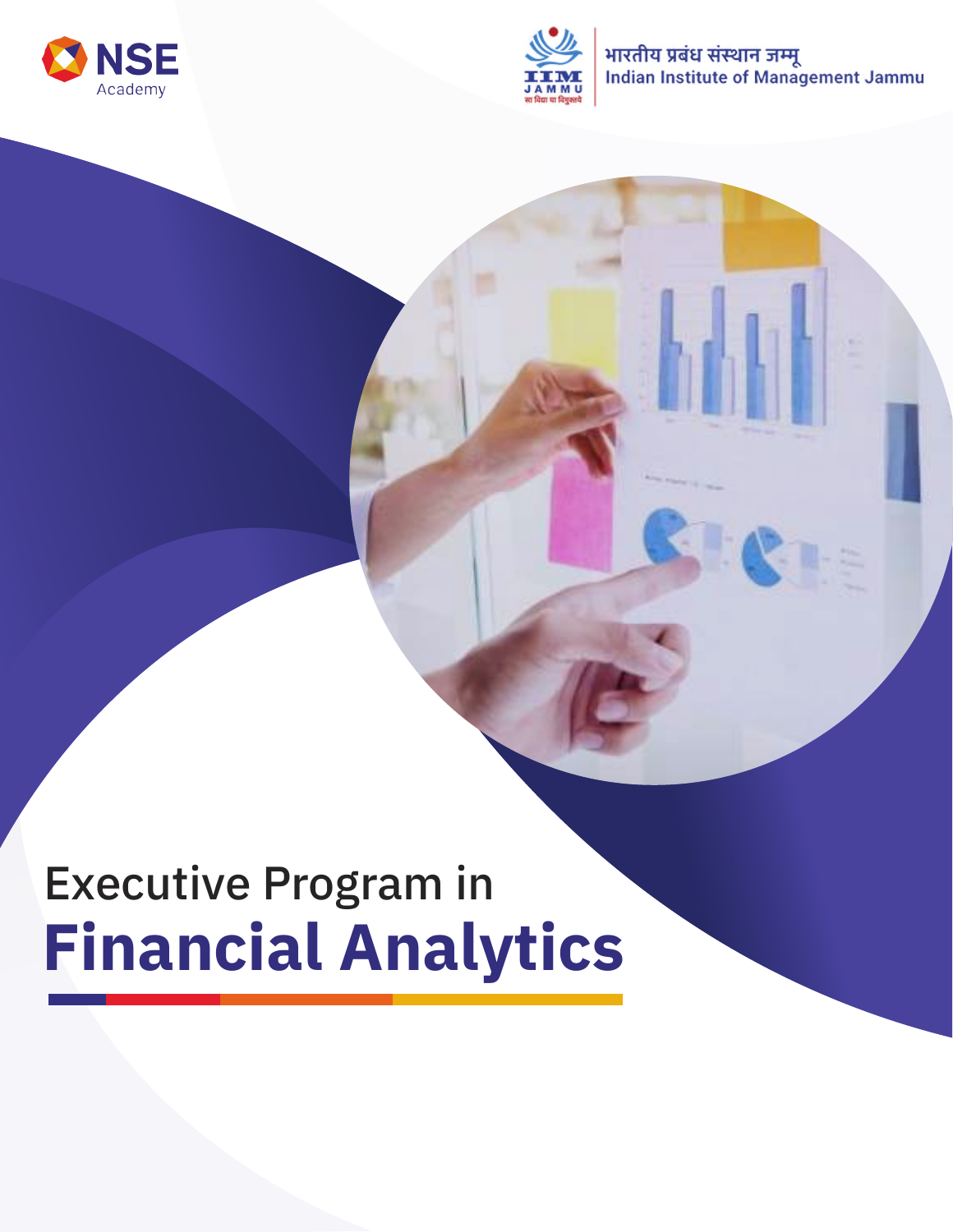NSE Academy

भारतीय प्रबंध संस्थान जम्मू
Indian Institute of Management Jammu

# Executive Program in **Financial Analytics**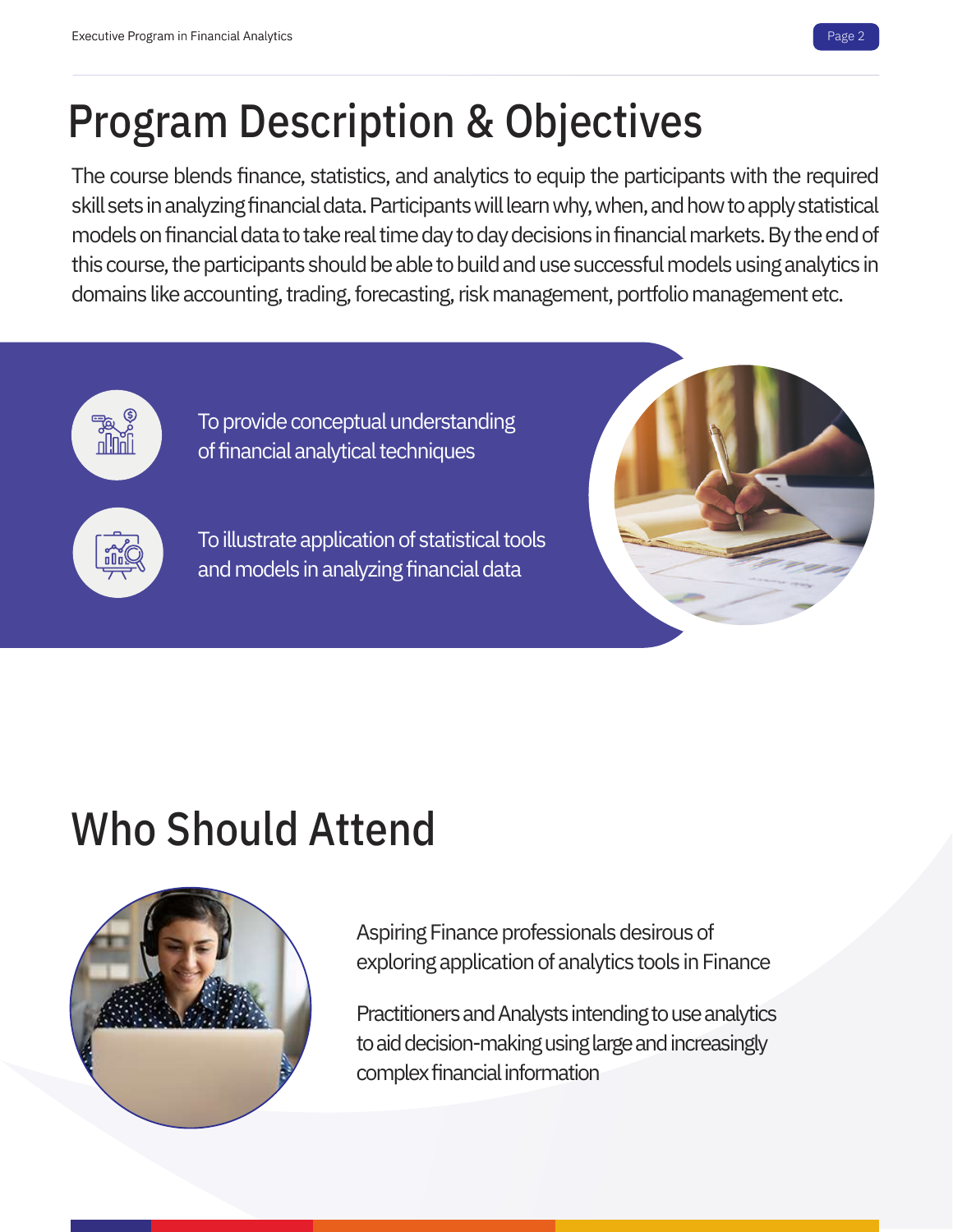# Program Description & Objectives

The course blends finance, statistics, and analytics to equip the participants with the required skill sets in analyzing financial data. Participants will learn why, when, and how to apply statistical models on financial data to take real time day to day decisions in financial markets. By the end of this course, the participants should be able to build and use successful models using analytics in domains like accounting, trading, forecasting, risk management, portfolio management etc.

- To provide conceptual understanding of financial analytical techniques
- To illustrate application of statistical tools and models in analyzing financial data

# Who Should Attend

- Aspiring Finance professionals desirous of exploring application of analytics tools in Finance
- Practitioners and Analysts intending to use analytics to aid decision-making using large and increasingly complex financial information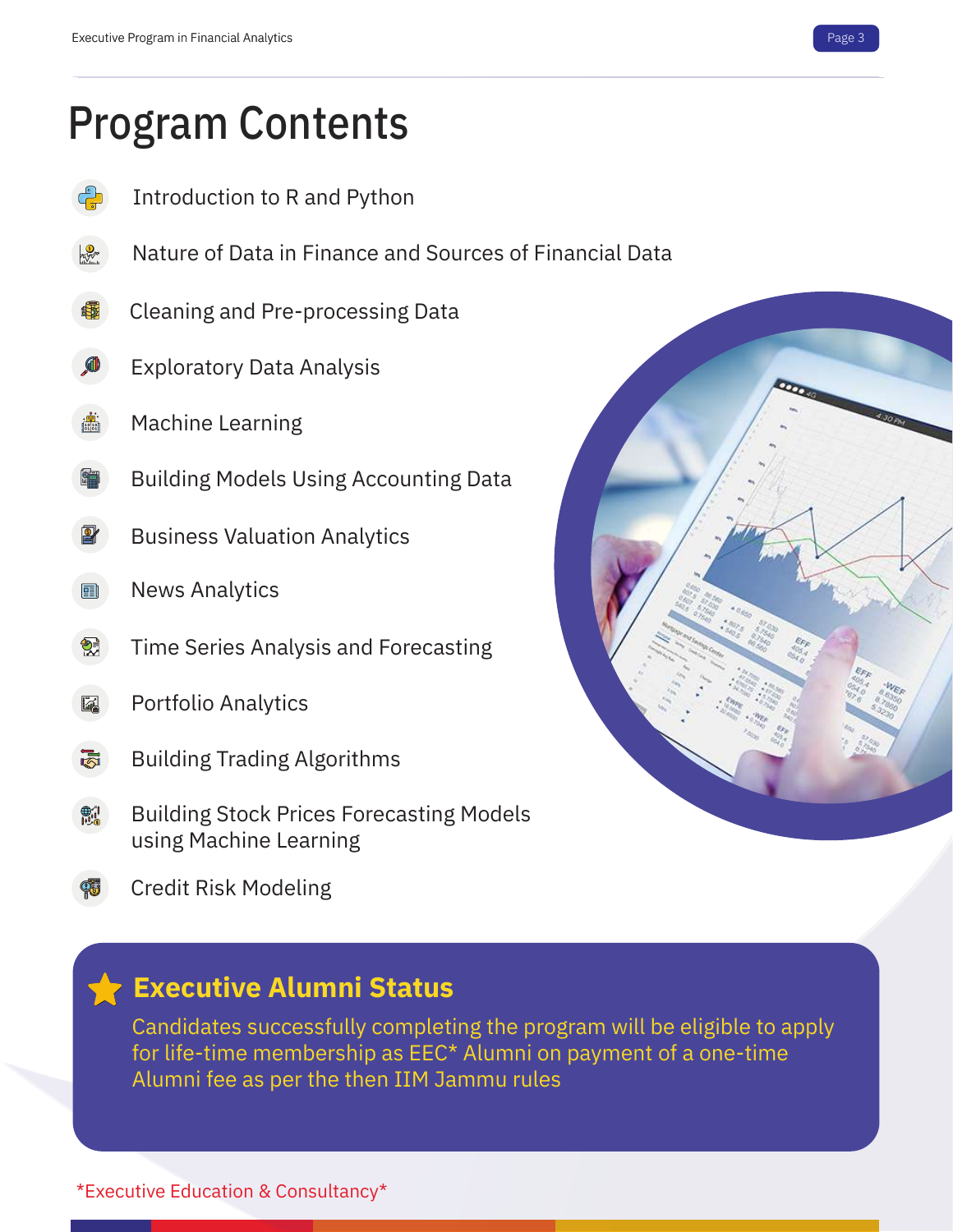# Program Contents

- Introduction to R and Python
- Nature of Data in Finance and Sources of Financial Data
- Cleaning and Pre-processing Data
- Exploratory Data Analysis
- Machine Learning
- Building Models Using Accounting Data
- Business Valuation Analytics
- News Analytics
- Time Series Analysis and Forecasting
- Portfolio Analytics
- Building Trading Algorithms
- Building Stock Prices Forecasting Models using Machine Learning
- Credit Risk Modeling

## Executive Alumni Status

Candidates successfully completing the program will be eligible to apply for life-time membership as EEC* Alumni on payment of a one-time Alumni fee as per the then IIM Jammu rules

*Executive Education & Consultancy*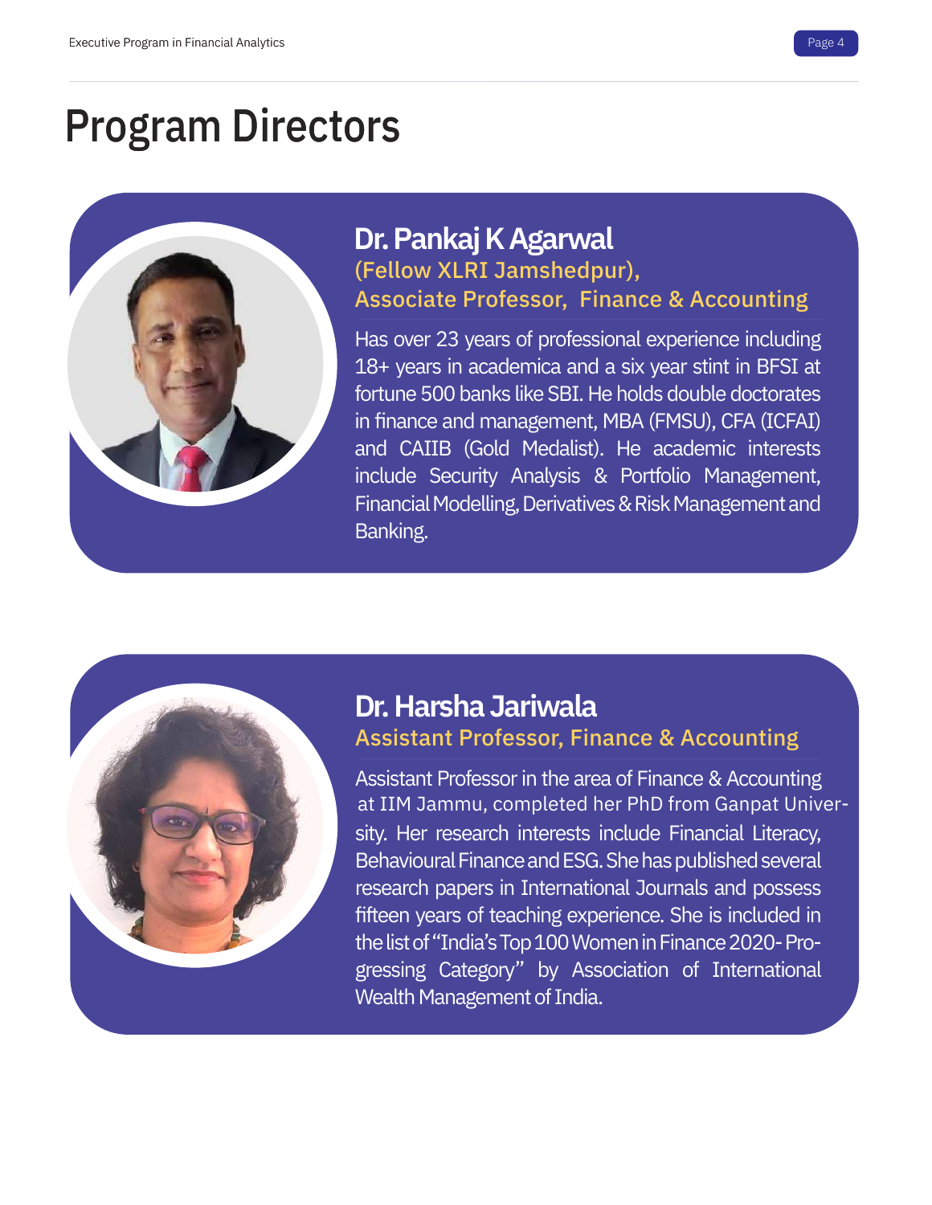# Program Directors

## Dr. Pankaj K Agarwal

**(Fellow XLRI Jamshedpur),**
**Associate Professor, Finance & Accounting**

Has over 23 years of professional experience including 18+ years in academica and a six year stint in BFSI at fortune 500 banks like SBI. He holds double doctorates in finance and management, MBA (FMSU), CFA (ICFAI) and CAIIB (Gold Medalist). He academic interests include Security Analysis & Portfolio Management, Financial Modelling, Derivatives & Risk Management and Banking.

## Dr. Harsha Jariwala

**Assistant Professor, Finance & Accounting**

Assistant Professor in the area of Finance & Accounting at IIM Jammu, completed her PhD from Ganpat University. Her research interests include Financial Literacy, Behavioural Finance and ESG. She has published several research papers in International Journals and possess fifteen years of teaching experience. She is included in the list of "India's Top 100 Women in Finance 2020- Progressing Category" by Association of International Wealth Management of India.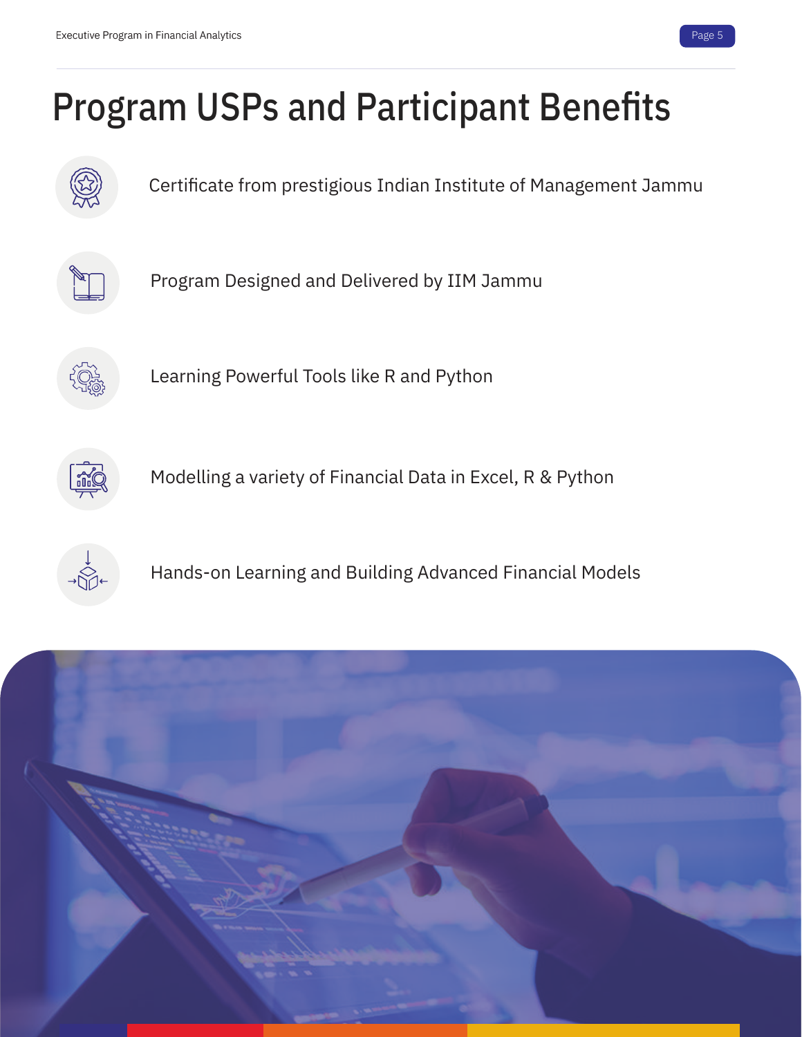# Program USPs and Participant Benefits

- Certificate from prestigious Indian Institute of Management Jammu
- Program Designed and Delivered by IIM Jammu
- Learning Powerful Tools like R and Python
- Modelling a variety of Financial Data in Excel, R & Python
- Hands-on Learning and Building Advanced Financial Models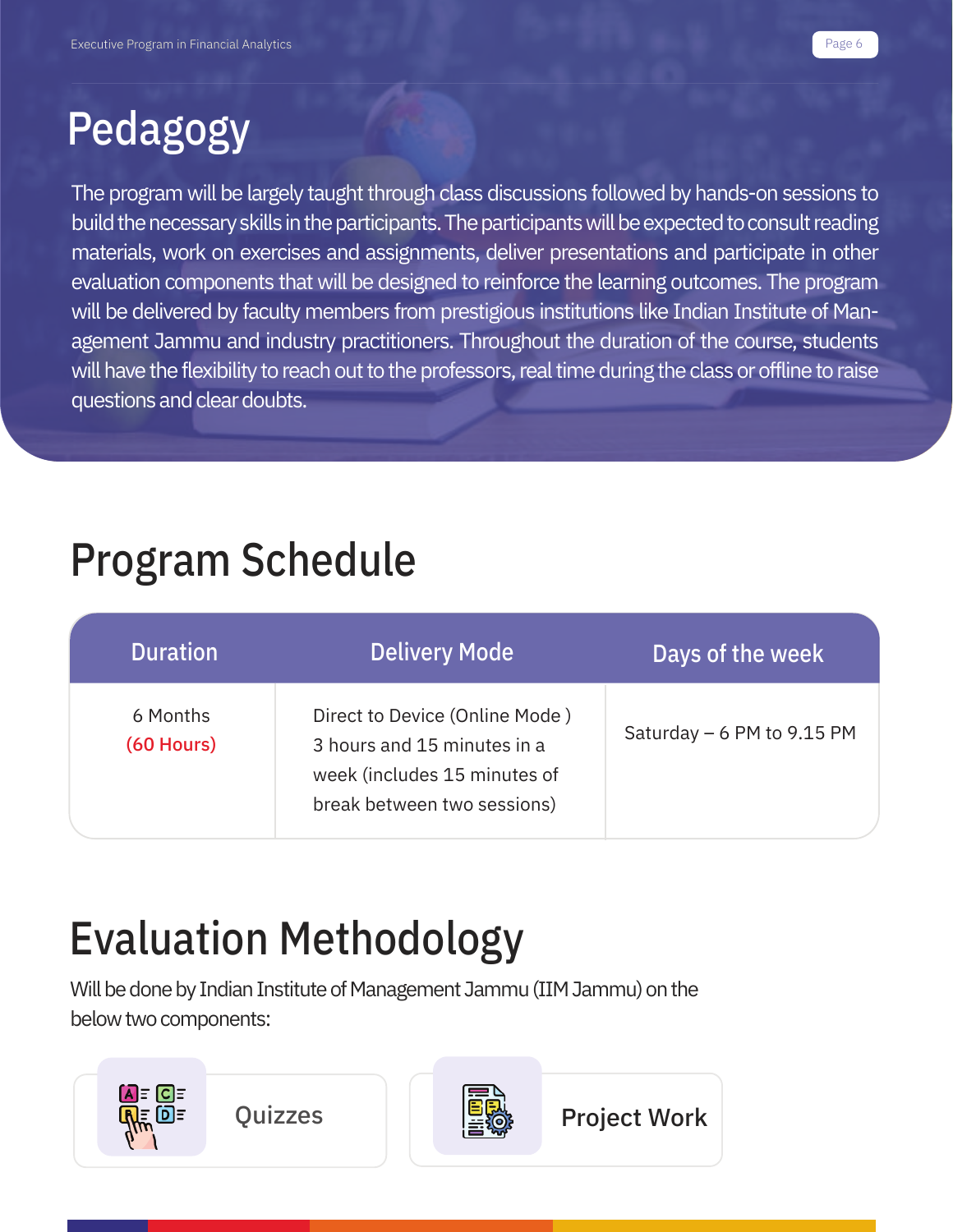# Pedagogy

The program will be largely taught through class discussions followed by hands-on sessions to build the necessary skills in the participants. The participants will be expected to consult reading materials, work on exercises and assignments, deliver presentations and participate in other evaluation components that will be designed to reinforce the learning outcomes. The program will be delivered by faculty members from prestigious institutions like Indian Institute of Management Jammu and industry practitioners. Throughout the duration of the course, students will have the flexibility to reach out to the professors, real time during the class or offline to raise questions and clear doubts.

# Program Schedule

| Duration | Delivery Mode | Days of the week |
| --- | --- | --- |
| 6 Months (60 Hours) | Direct to Device (Online Mode ) 3 hours and 15 minutes in a week (includes 15 minutes of break between two sessions) | Saturday – 6 PM to 9.15 PM |

# Evaluation Methodology

Will be done by Indian Institute of Management Jammu (IIM Jammu) on the below two components:

- Quizzes
- Project Work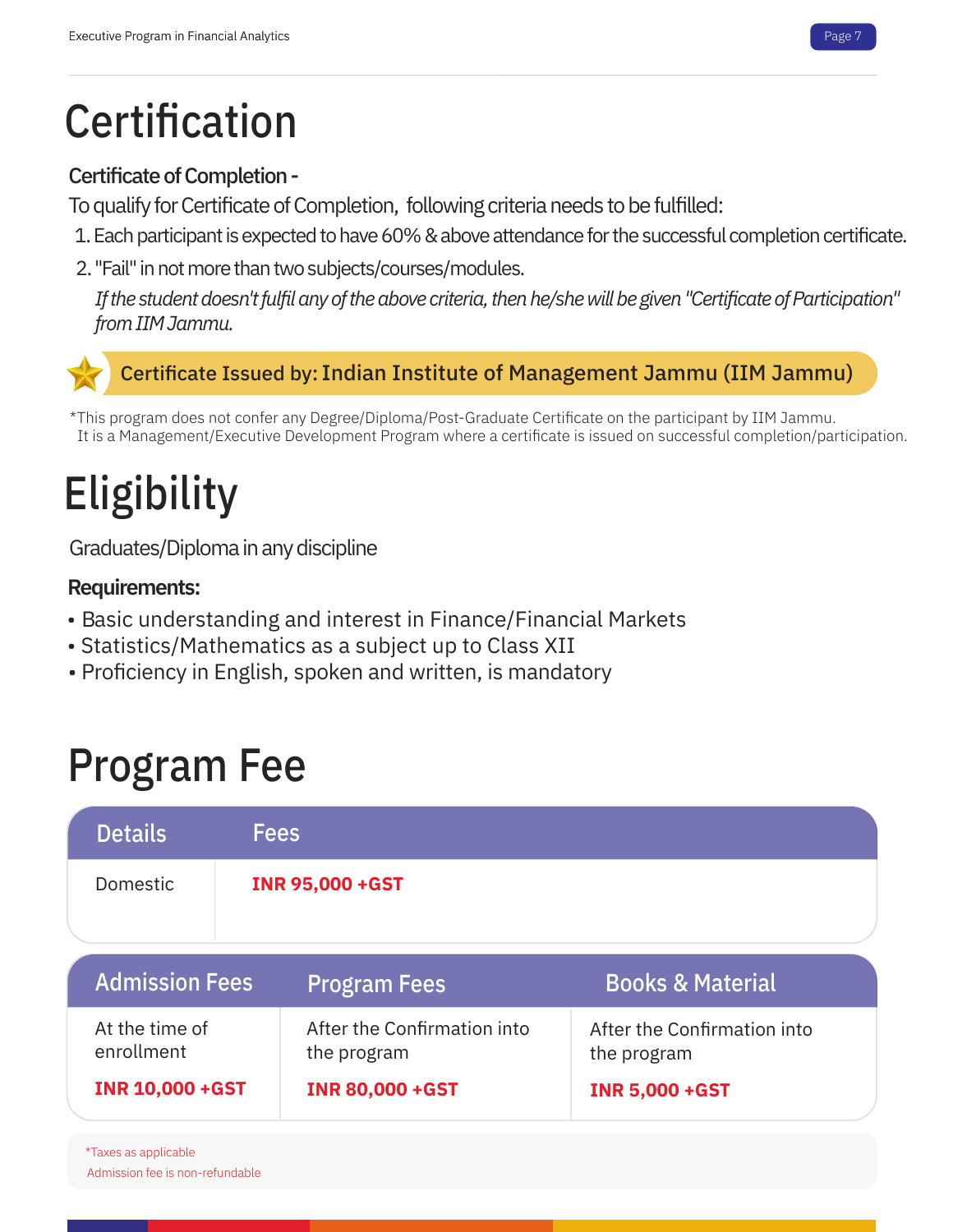# Certification

**Certificate of Completion -**

To qualify for Certificate of Completion, following criteria needs to be fulfilled:

1. Each participant is expected to have 60% & above attendance for the successful completion certificate.
2. "Fail" in not more than two subjects/courses/modules.

*If the student doesn't fulfil any of the above criteria, then he/she will be given "Certificate of Participation" from IIM Jammu.*

**Certificate Issued by: Indian Institute of Management Jammu (IIM Jammu)**

*This program does not confer any Degree/Diploma/Post-Graduate Certificate on the participant by IIM Jammu. It is a Management/Executive Development Program where a certificate is issued on successful completion/participation.

# Eligibility

Graduates/Diploma in any discipline

**Requirements:**

- Basic understanding and interest in Finance/Financial Markets
- Statistics/Mathematics as a subject up to Class XII
- Proficiency in English, spoken and written, is mandatory

# Program Fee

| Details | Fees |
|---|---|
| Domestic | **INR 95,000 +GST** |

| Admission Fees | Program Fees | Books & Material |
|---|---|---|
| At the time of enrollment<br>**INR 10,000 +GST** | After the Confirmation into the program<br>**INR 80,000 +GST** | After the Confirmation into the program<br>**INR 5,000 +GST** |

*Taxes as applicable
Admission fee is non-refundable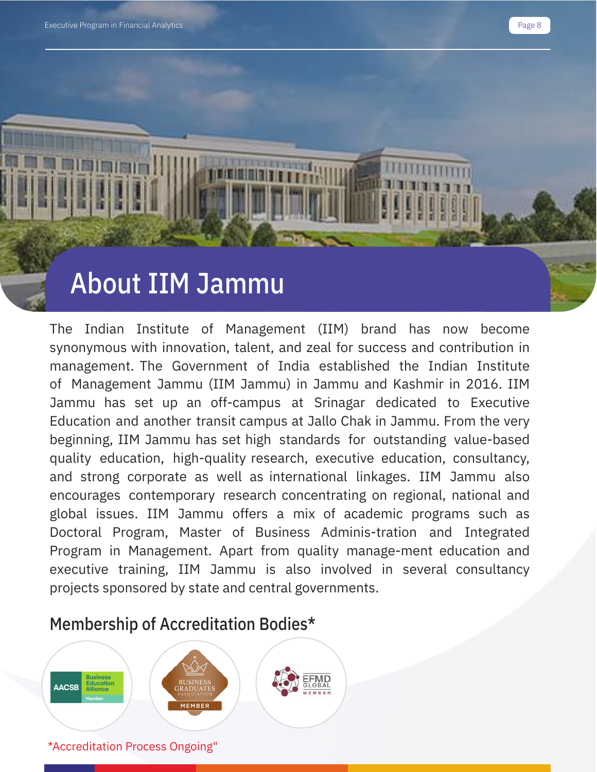# About IIM Jammu

The Indian Institute of Management (IIM) brand has now become synonymous with innovation, talent, and zeal for success and contribution in management. The Government of India established the Indian Institute of Management Jammu (IIM Jammu) in Jammu and Kashmir in 2016. IIM Jammu has set up an off-campus at Srinagar dedicated to Executive Education and another transit campus at Jallo Chak in Jammu. From the very beginning, IIM Jammu has set high standards for outstanding value-based quality education, high-quality research, executive education, consultancy, and strong corporate as well as international linkages. IIM Jammu also encourages contemporary research concentrating on regional, national and global issues. IIM Jammu offers a mix of academic programs such as Doctoral Program, Master of Business Adminis-tration and Integrated Program in Management. Apart from quality manage-ment education and executive training, IIM Jammu is also involved in several consultancy projects sponsored by state and central governments.

## Membership of Accreditation Bodies*

AACSB Business Education Alliance Member

Business Graduates Association Member

EFMD Global Member

*Accreditation Process Ongoing"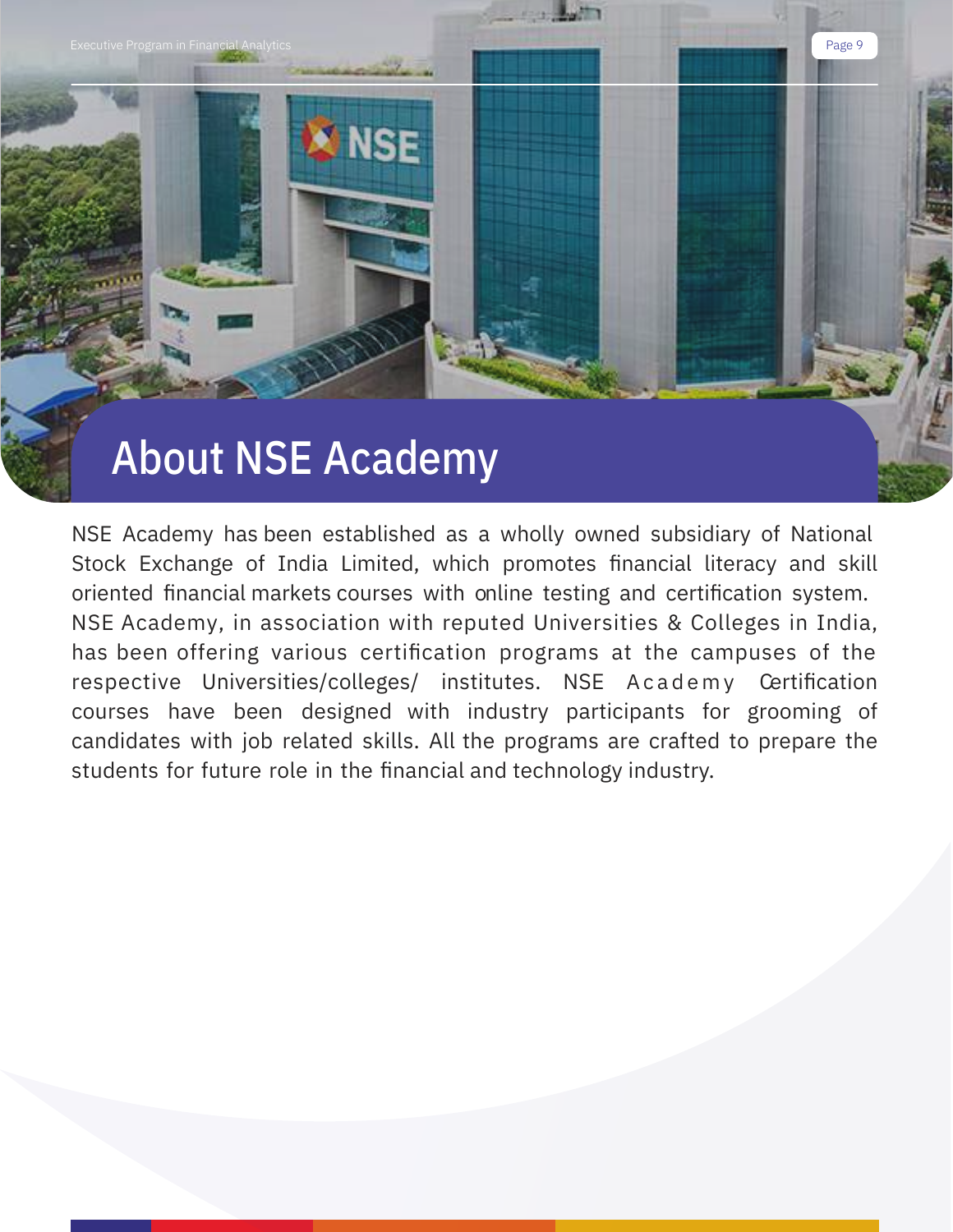# About NSE Academy

NSE Academy has been established as a wholly owned subsidiary of National Stock Exchange of India Limited, which promotes financial literacy and skill oriented financial markets courses with online testing and certification system. NSE Academy, in association with reputed Universities & Colleges in India, has been offering various certification programs at the campuses of the respective Universities/colleges/ institutes. NSE Academy Certification courses have been designed with industry participants for grooming of candidates with job related skills. All the programs are crafted to prepare the students for future role in the financial and technology industry.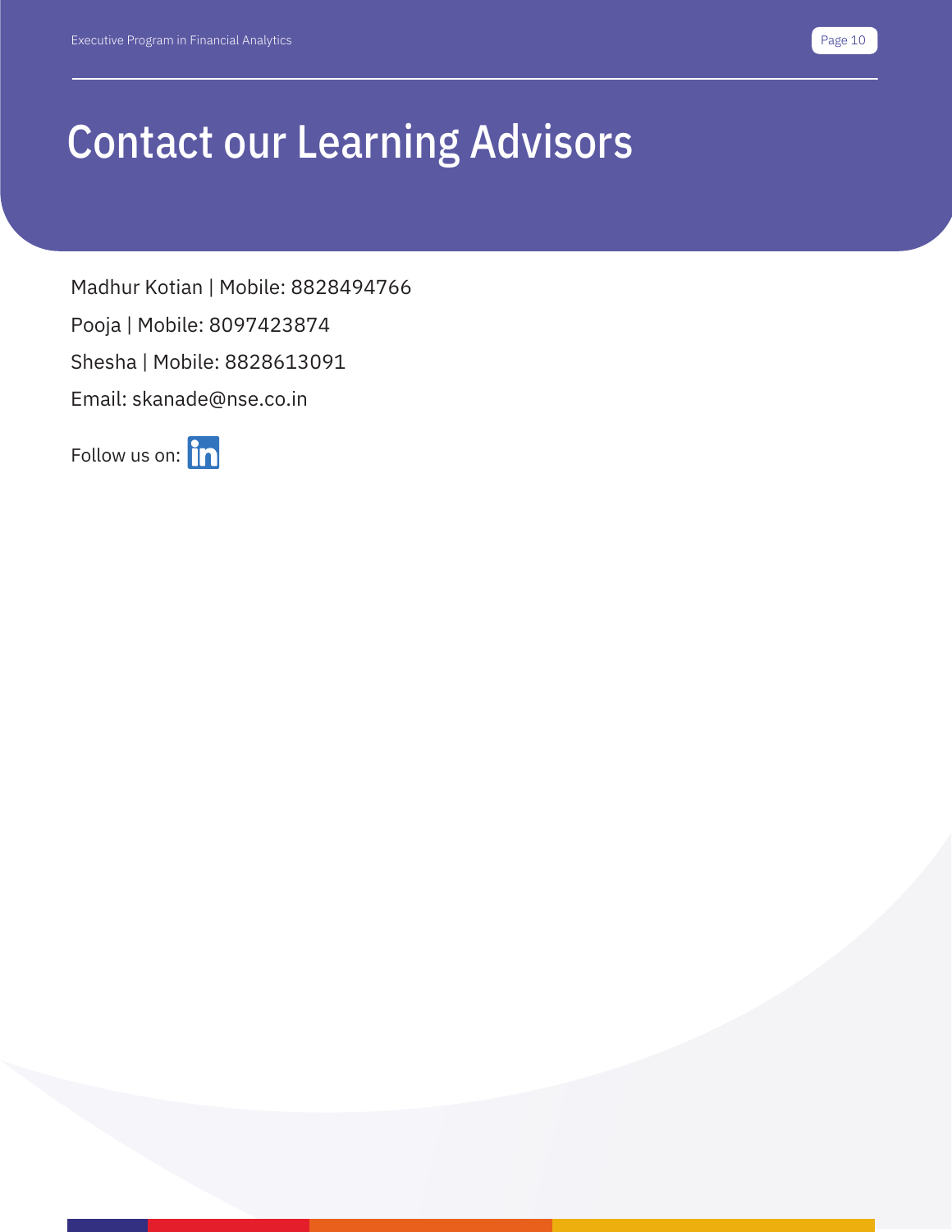# Contact our Learning Advisors

Madhur Kotian | Mobile: 8828494766

Pooja | Mobile: 8097423874

Shesha | Mobile: 8828613091

Email: skanade@nse.co.in

Follow us on: